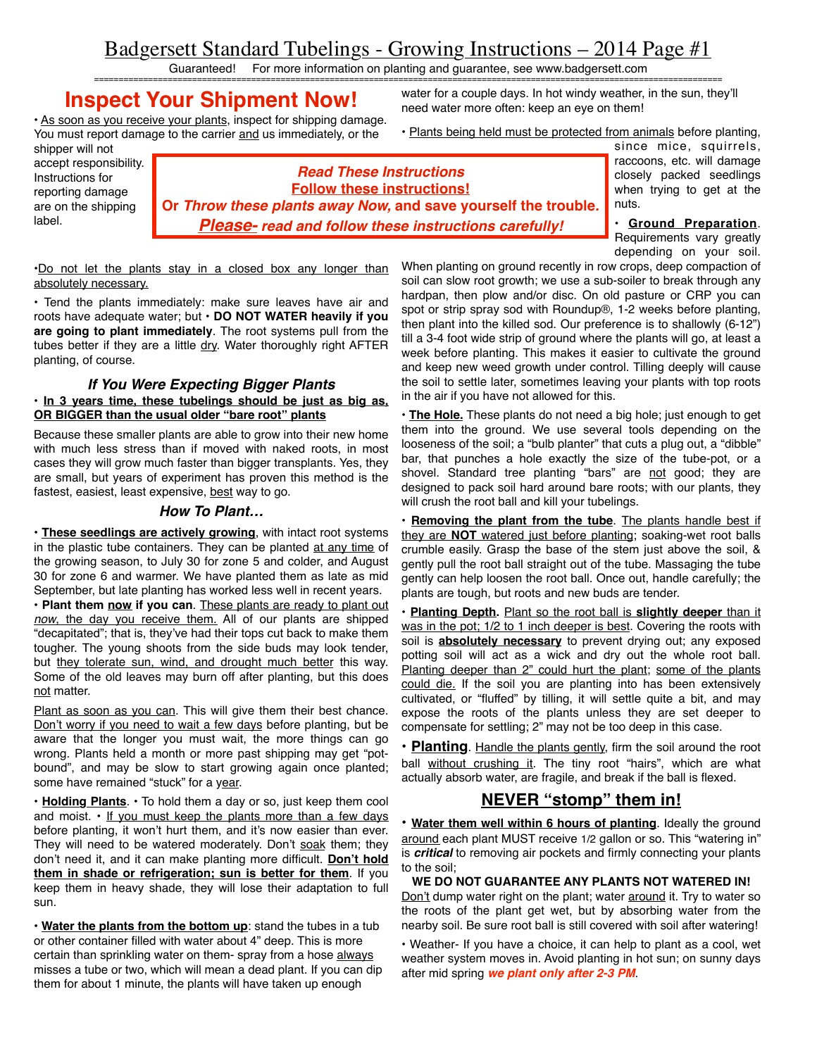# Badgersett Standard Tubelings - Growing Instructions – 2014 Page #1

Guaranteed! For more information on planting and guarantee, see www.badgersett.com

## Inspect Your Shipment Now!

• As soon as you receive your plants, inspect for shipping damage. You must report damage to the carrier and us immediately, or the shipper will not accept responsibility. Instructions for reporting damage are on the shipping label.

***Read These Instructions***
***Follow these instructions!***
***Or Throw these plants away Now, and save yourself the trouble.***
***Please- read and follow these instructions carefully!***

•Do not let the plants stay in a closed box any longer than absolutely necessary.

• Tend the plants immediately: make sure leaves have air and roots have adequate water; but • **DO NOT WATER heavily if you are going to plant immediately**. The root systems pull from the tubes better if they are a little dry. Water thoroughly right AFTER planting, of course.

### *If You Were Expecting Bigger Plants*

• **In 3 years time, these tubelings should be just as big as, OR BIGGER than the usual older "bare root" plants**

Because these smaller plants are able to grow into their new home with much less stress than if moved with naked roots, in most cases they will grow much faster than bigger transplants. Yes, they are small, but years of experiment has proven this method is the fastest, easiest, least expensive, best way to go.

### *How To Plant…*

• **These seedlings are actively growing**, with intact root systems in the plastic tube containers. They can be planted at any time of the growing season, to July 30 for zone 5 and colder, and August 30 for zone 6 and warmer. We have planted them as late as mid September, but late planting has worked less well in recent years.

• **Plant them now if you can**. These plants are ready to plant out *now*, the day you receive them. All of our plants are shipped "decapitated"; that is, they've had their tops cut back to make them tougher. The young shoots from the side buds may look tender, but they tolerate sun, wind, and drought much better this way. Some of the old leaves may burn off after planting, but this does not matter.

Plant as soon as you can. This will give them their best chance. Don't worry if you need to wait a few days before planting, but be aware that the longer you must wait, the more things can go wrong. Plants held a month or more past shipping may get "pot-bound", and may be slow to start growing again once planted; some have remained "stuck" for a year.

• **Holding Plants**. • To hold them a day or so, just keep them cool and moist. • If you must keep the plants more than a few days before planting, it won't hurt them, and it's now easier than ever. They will need to be watered moderately. Don't soak them; they don't need it, and it can make planting more difficult. **Don't hold them in shade or refrigeration; sun is better for them**. If you keep them in heavy shade, they will lose their adaptation to full sun.

• **Water the plants from the bottom up**: stand the tubes in a tub or other container filled with water about 4" deep. This is more certain than sprinkling water on them- spray from a hose always misses a tube or two, which will mean a dead plant. If you can dip them for about 1 minute, the plants will have taken up enough water for a couple days. In hot windy weather, in the sun, they'll need water more often: keep an eye on them!

• Plants being held must be protected from animals before planting, since mice, squirrels, raccoons, etc. will damage closely packed seedlings when trying to get at the nuts.

• **Ground Preparation**. Requirements vary greatly depending on your soil. When planting on ground recently in row crops, deep compaction of soil can slow root growth; we use a sub-soiler to break through any hardpan, then plow and/or disc. On old pasture or CRP you can spot or strip spray sod with Roundup®, 1-2 weeks before planting, then plant into the killed sod. Our preference is to shallowly (6-12") till a 3-4 foot wide strip of ground where the plants will go, at least a week before planting. This makes it easier to cultivate the ground and keep new weed growth under control. Tilling deeply will cause the soil to settle later, sometimes leaving your plants with top roots in the air if you have not allowed for this.

• **The Hole.** These plants do not need a big hole; just enough to get them into the ground. We use several tools depending on the looseness of the soil; a "bulb planter" that cuts a plug out, a "dibble" bar, that punches a hole exactly the size of the tube-pot, or a shovel. Standard tree planting "bars" are not good; they are designed to pack soil hard around bare roots; with our plants, they will crush the root ball and kill your tubelings.

• **Removing the plant from the tube**. The plants handle best if they are **NOT** watered just before planting; soaking-wet root balls crumble easily. Grasp the base of the stem just above the soil, & gently pull the root ball straight out of the tube. Massaging the tube gently can help loosen the root ball. Once out, handle carefully; the plants are tough, but roots and new buds are tender.

• **Planting Depth.** Plant so the root ball is **slightly deeper** than it was in the pot; 1/2 to 1 inch deeper is best. Covering the roots with soil is **absolutely necessary** to prevent drying out; any exposed potting soil will act as a wick and dry out the whole root ball. Planting deeper than 2" could hurt the plant; some of the plants could die. If the soil you are planting into has been extensively cultivated, or "fluffed" by tilling, it will settle quite a bit, and may expose the roots of the plants unless they are set deeper to compensate for settling; 2" may not be too deep in this case.

• **Planting**. Handle the plants gently, firm the soil around the root ball without crushing it. The tiny root "hairs", which are what actually absorb water, are fragile, and break if the ball is flexed.

## NEVER "stomp" them in!

• **Water them well within 6 hours of planting**. Ideally the ground around each plant MUST receive 1/2 gallon or so. This "watering in" is ***critical*** to removing air pockets and firmly connecting your plants to the soil;

**WE DO NOT GUARANTEE ANY PLANTS NOT WATERED IN!**

Don't dump water right on the plant; water around it. Try to water so the roots of the plant get wet, but by absorbing water from the nearby soil. Be sure root ball is still covered with soil after watering!

• Weather- If you have a choice, it can help to plant as a cool, wet weather system moves in. Avoid planting in hot sun; on sunny days after mid spring ***we plant only after 2-3 PM***.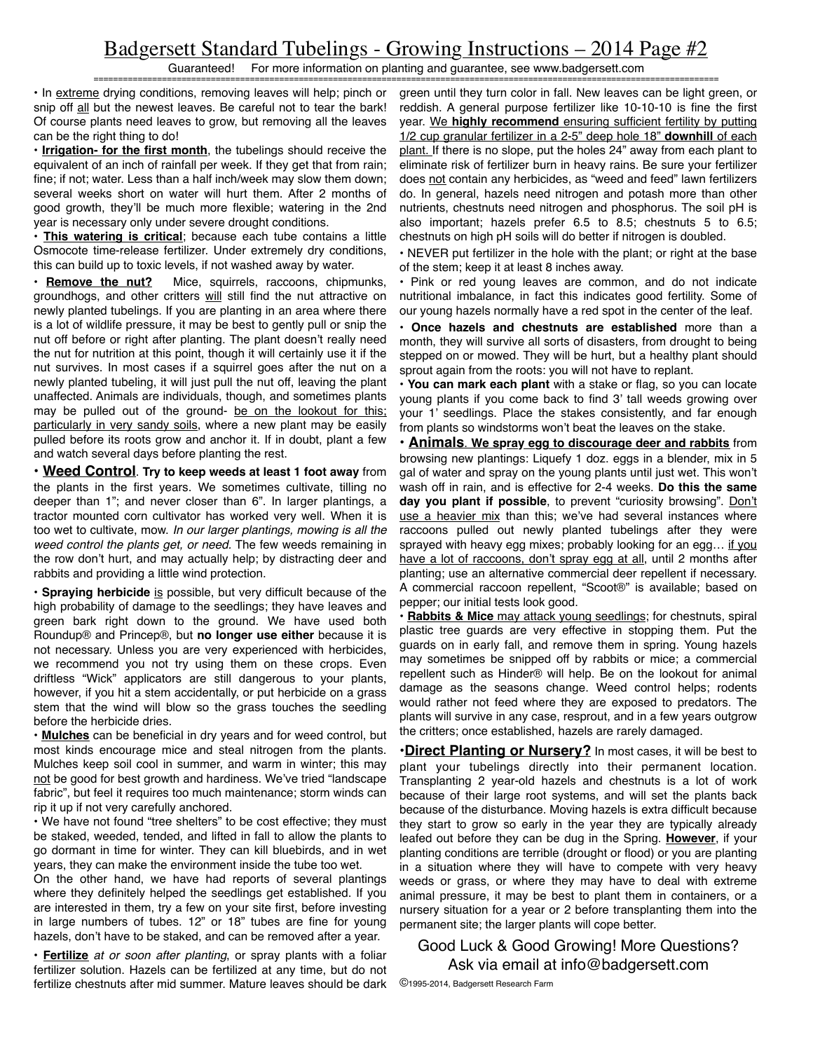# Badgersett Standard Tubelings - Growing Instructions – 2014 Page #2

Guaranteed! For more information on planting and guarantee, see www.badgersett.com

• In extreme drying conditions, removing leaves will help; pinch or snip off all but the newest leaves. Be careful not to tear the bark! Of course plants need leaves to grow, but removing all the leaves can be the right thing to do!

• **Irrigation- for the first month**, the tubelings should receive the equivalent of an inch of rainfall per week. If they get that from rain; fine; if not; water. Less than a half inch/week may slow them down; several weeks short on water will hurt them. After 2 months of good growth, they'll be much more flexible; watering in the 2nd year is necessary only under severe drought conditions.

• **This watering is critical**; because each tube contains a little Osmocote time-release fertilizer. Under extremely dry conditions, this can build up to toxic levels, if not washed away by water.

• **Remove the nut?** Mice, squirrels, raccoons, chipmunks, groundhogs, and other critters will still find the nut attractive on newly planted tubelings. If you are planting in an area where there is a lot of wildlife pressure, it may be best to gently pull or snip the nut off before or right after planting. The plant doesn't really need the nut for nutrition at this point, though it will certainly use it if the nut survives. In most cases if a squirrel goes after the nut on a newly planted tubeling, it will just pull the nut off, leaving the plant unaffected. Animals are individuals, though, and sometimes plants may be pulled out of the ground- be on the lookout for this; particularly in very sandy soils, where a new plant may be easily pulled before its roots grow and anchor it. If in doubt, plant a few and watch several days before planting the rest.

• **Weed Control**. **Try to keep weeds at least 1 foot away** from the plants in the first years. We sometimes cultivate, tilling no deeper than 1"; and never closer than 6". In larger plantings, a tractor mounted corn cultivator has worked very well. When it is too wet to cultivate, mow. *In our larger plantings, mowing is all the weed control the plants get, or need.* The few weeds remaining in the row don't hurt, and may actually help; by distracting deer and rabbits and providing a little wind protection.

• **Spraying herbicide** is possible, but very difficult because of the high probability of damage to the seedlings; they have leaves and green bark right down to the ground. We have used both Roundup® and Princep®, but **no longer use either** because it is not necessary. Unless you are very experienced with herbicides, we recommend you not try using them on these crops. Even driftless "Wick" applicators are still dangerous to your plants, however, if you hit a stem accidentally, or put herbicide on a grass stem that the wind will blow so the grass touches the seedling before the herbicide dries.

• **Mulches** can be beneficial in dry years and for weed control, but most kinds encourage mice and steal nitrogen from the plants. Mulches keep soil cool in summer, and warm in winter; this may not be good for best growth and hardiness. We've tried "landscape fabric", but feel it requires too much maintenance; storm winds can rip it up if not very carefully anchored.

• We have not found "tree shelters" to be cost effective; they must be staked, weeded, tended, and lifted in fall to allow the plants to go dormant in time for winter. They can kill bluebirds, and in wet years, they can make the environment inside the tube too wet.

On the other hand, we have had reports of several plantings where they definitely helped the seedlings get established. If you are interested in them, try a few on your site first, before investing in large numbers of tubes. 12" or 18" tubes are fine for young hazels, don't have to be staked, and can be removed after a year.

• **Fertilize** *at or soon after planting*, or spray plants with a foliar fertilizer solution. Hazels can be fertilized at any time, but do not fertilize chestnuts after mid summer. Mature leaves should be dark green until they turn color in fall. New leaves can be light green, or reddish. A general purpose fertilizer like 10-10-10 is fine the first year. We **highly recommend** ensuring sufficient fertility by putting 1/2 cup granular fertilizer in a 2-5" deep hole 18" **downhill** of each plant. If there is no slope, put the holes 24" away from each plant to eliminate risk of fertilizer burn in heavy rains. Be sure your fertilizer does not contain any herbicides, as "weed and feed" lawn fertilizers do. In general, hazels need nitrogen and potash more than other nutrients, chestnuts need nitrogen and phosphorus. The soil pH is also important; hazels prefer 6.5 to 8.5; chestnuts 5 to 6.5; chestnuts on high pH soils will do better if nitrogen is doubled.

• NEVER put fertilizer in the hole with the plant; or right at the base of the stem; keep it at least 8 inches away.

• Pink or red young leaves are common, and do not indicate nutritional imbalance, in fact this indicates good fertility. Some of our young hazels normally have a red spot in the center of the leaf.

• **Once hazels and chestnuts are established** more than a month, they will survive all sorts of disasters, from drought to being stepped on or mowed. They will be hurt, but a healthy plant should sprout again from the roots: you will not have to replant.

• **You can mark each plant** with a stake or flag, so you can locate young plants if you come back to find 3' tall weeds growing over your 1' seedlings. Place the stakes consistently, and far enough from plants so windstorms won't beat the leaves on the stake.

• **Animals**. **We spray egg to discourage deer and rabbits** from browsing new plantings: Liquefy 1 doz. eggs in a blender, mix in 5 gal of water and spray on the young plants until just wet. This won't wash off in rain, and is effective for 2-4 weeks. **Do this the same day you plant if possible**, to prevent "curiosity browsing". Don't use a heavier mix than this; we've had several instances where raccoons pulled out newly planted tubelings after they were sprayed with heavy egg mixes; probably looking for an egg… if you have a lot of raccoons, don't spray egg at all, until 2 months after planting; use an alternative commercial deer repellent if necessary. A commercial raccoon repellent, "Scoot®" is available; based on pepper; our initial tests look good.

• **Rabbits & Mice** may attack young seedlings; for chestnuts, spiral plastic tree guards are very effective in stopping them. Put the guards on in early fall, and remove them in spring. Young hazels may sometimes be snipped off by rabbits or mice; a commercial repellent such as Hinder® will help. Be on the lookout for animal damage as the seasons change. Weed control helps; rodents would rather not feed where they are exposed to predators. The plants will survive in any case, resprout, and in a few years outgrow the critters; once established, hazels are rarely damaged.

• **Direct Planting or Nursery?** In most cases, it will be best to plant your tubelings directly into their permanent location. Transplanting 2 year-old hazels and chestnuts is a lot of work because of their large root systems, and will set the plants back because of the disturbance. Moving hazels is extra difficult because they start to grow so early in the year they are typically already leafed out before they can be dug in the Spring. **However**, if your planting conditions are terrible (drought or flood) or you are planting in a situation where they will have to compete with very heavy weeds or grass, or where they may have to deal with extreme animal pressure, it may be best to plant them in containers, or a nursery situation for a year or 2 before transplanting them into the permanent site; the larger plants will cope better.

Good Luck & Good Growing! More Questions? Ask via email at info@badgersett.com

©1995-2014, Badgersett Research Farm